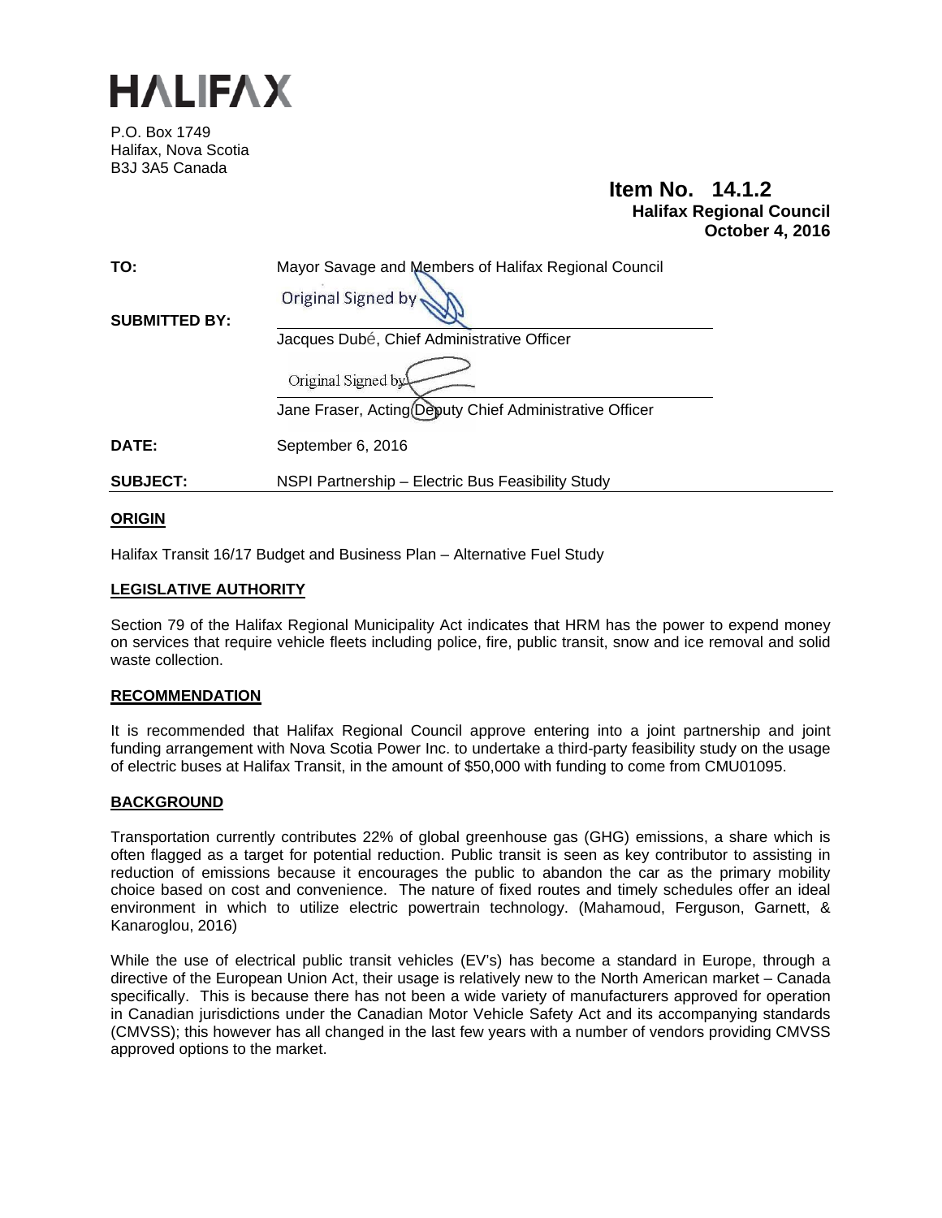# HALIFAX

P.O. Box 1749
Halifax, Nova Scotia
B3J 3A5 Canada

**Item No. 14.1.2**
**Halifax Regional Council**
**October 4, 2016**

**TO:** Mayor Savage and Members of Halifax Regional Council

**SUBMITTED BY:**

Original Signed by

Jacques Dubé, Chief Administrative Officer

Original Signed by

Jane Fraser, Acting Deputy Chief Administrative Officer

**DATE:** September 6, 2016

**SUBJECT:** NSPI Partnership – Electric Bus Feasibility Study

## ORIGIN

Halifax Transit 16/17 Budget and Business Plan – Alternative Fuel Study

## LEGISLATIVE AUTHORITY

Section 79 of the Halifax Regional Municipality Act indicates that HRM has the power to expend money on services that require vehicle fleets including police, fire, public transit, snow and ice removal and solid waste collection.

## RECOMMENDATION

It is recommended that Halifax Regional Council approve entering into a joint partnership and joint funding arrangement with Nova Scotia Power Inc. to undertake a third-party feasibility study on the usage of electric buses at Halifax Transit, in the amount of $50,000 with funding to come from CMU01095.

## BACKGROUND

Transportation currently contributes 22% of global greenhouse gas (GHG) emissions, a share which is often flagged as a target for potential reduction. Public transit is seen as key contributor to assisting in reduction of emissions because it encourages the public to abandon the car as the primary mobility choice based on cost and convenience. The nature of fixed routes and timely schedules offer an ideal environment in which to utilize electric powertrain technology. (Mahamoud, Ferguson, Garnett, & Kanaroglou, 2016)

While the use of electrical public transit vehicles (EV's) has become a standard in Europe, through a directive of the European Union Act, their usage is relatively new to the North American market – Canada specifically. This is because there has not been a wide variety of manufacturers approved for operation in Canadian jurisdictions under the Canadian Motor Vehicle Safety Act and its accompanying standards (CMVSS); this however has all changed in the last few years with a number of vendors providing CMVSS approved options to the market.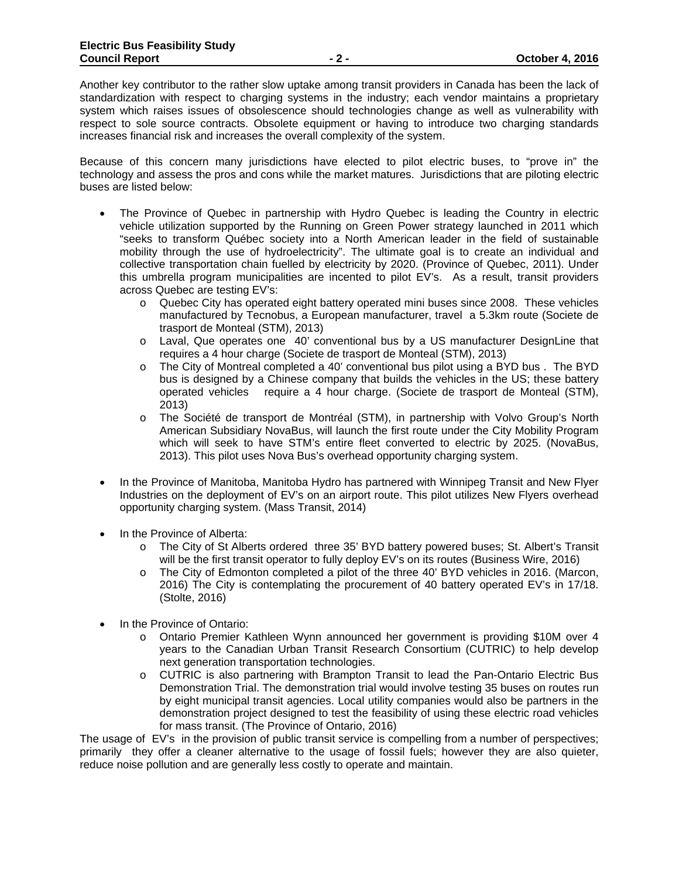Another key contributor to the rather slow uptake among transit providers in Canada has been the lack of standardization with respect to charging systems in the industry; each vendor maintains a proprietary system which raises issues of obsolescence should technologies change as well as vulnerability with respect to sole source contracts. Obsolete equipment or having to introduce two charging standards increases financial risk and increases the overall complexity of the system.

Because of this concern many jurisdictions have elected to pilot electric buses, to "prove in" the technology and assess the pros and cons while the market matures. Jurisdictions that are piloting electric buses are listed below:

- The Province of Quebec in partnership with Hydro Quebec is leading the Country in electric vehicle utilization supported by the Running on Green Power strategy launched in 2011 which "seeks to transform Québec society into a North American leader in the field of sustainable mobility through the use of hydroelectricity". The ultimate goal is to create an individual and collective transportation chain fuelled by electricity by 2020. (Province of Quebec, 2011). Under this umbrella program municipalities are incented to pilot EV's. As a result, transit providers across Quebec are testing EV's:
    - Quebec City has operated eight battery operated mini buses since 2008. These vehicles manufactured by Tecnobus, a European manufacturer, travel a 5.3km route (Societe de trasport de Monteal (STM), 2013)
    - Laval, Que operates one 40' conventional bus by a US manufacturer DesignLine that requires a 4 hour charge (Societe de trasport de Monteal (STM), 2013)
    - The City of Montreal completed a 40' conventional bus pilot using a BYD bus . The BYD bus is designed by a Chinese company that builds the vehicles in the US; these battery operated vehicles require a 4 hour charge. (Societe de trasport de Monteal (STM), 2013)
    - The Société de transport de Montréal (STM), in partnership with Volvo Group's North American Subsidiary NovaBus, will launch the first route under the City Mobility Program which will seek to have STM's entire fleet converted to electric by 2025. (NovaBus, 2013). This pilot uses Nova Bus's overhead opportunity charging system.

- In the Province of Manitoba, Manitoba Hydro has partnered with Winnipeg Transit and New Flyer Industries on the deployment of EV's on an airport route. This pilot utilizes New Flyers overhead opportunity charging system. (Mass Transit, 2014)

- In the Province of Alberta:
    - The City of St Alberts ordered three 35' BYD battery powered buses; St. Albert's Transit will be the first transit operator to fully deploy EV's on its routes (Business Wire, 2016)
    - The City of Edmonton completed a pilot of the three 40' BYD vehicles in 2016. (Marcon, 2016) The City is contemplating the procurement of 40 battery operated EV's in 17/18. (Stolte, 2016)

- In the Province of Ontario:
    - Ontario Premier Kathleen Wynn announced her government is providing $10M over 4 years to the Canadian Urban Transit Research Consortium (CUTRIC) to help develop next generation transportation technologies.
    - CUTRIC is also partnering with Brampton Transit to lead the Pan-Ontario Electric Bus Demonstration Trial. The demonstration trial would involve testing 35 buses on routes run by eight municipal transit agencies. Local utility companies would also be partners in the demonstration project designed to test the feasibility of using these electric road vehicles for mass transit. (The Province of Ontario, 2016)

The usage of EV's in the provision of public transit service is compelling from a number of perspectives; primarily they offer a cleaner alternative to the usage of fossil fuels; however they are also quieter, reduce noise pollution and are generally less costly to operate and maintain.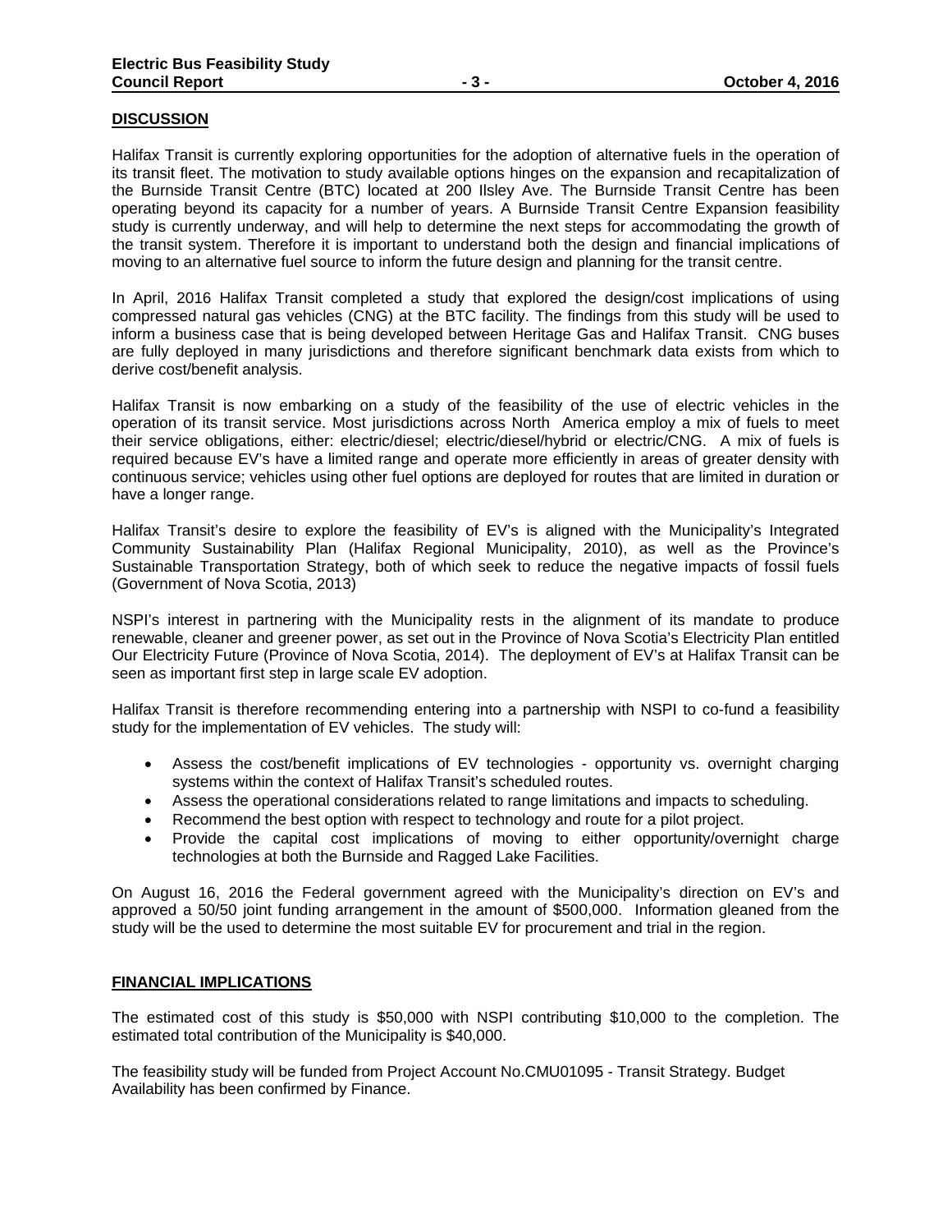## DISCUSSION

Halifax Transit is currently exploring opportunities for the adoption of alternative fuels in the operation of its transit fleet. The motivation to study available options hinges on the expansion and recapitalization of the Burnside Transit Centre (BTC) located at 200 Ilsley Ave. The Burnside Transit Centre has been operating beyond its capacity for a number of years. A Burnside Transit Centre Expansion feasibility study is currently underway, and will help to determine the next steps for accommodating the growth of the transit system. Therefore it is important to understand both the design and financial implications of moving to an alternative fuel source to inform the future design and planning for the transit centre.

In April, 2016 Halifax Transit completed a study that explored the design/cost implications of using compressed natural gas vehicles (CNG) at the BTC facility. The findings from this study will be used to inform a business case that is being developed between Heritage Gas and Halifax Transit. CNG buses are fully deployed in many jurisdictions and therefore significant benchmark data exists from which to derive cost/benefit analysis.

Halifax Transit is now embarking on a study of the feasibility of the use of electric vehicles in the operation of its transit service. Most jurisdictions across North America employ a mix of fuels to meet their service obligations, either: electric/diesel; electric/diesel/hybrid or electric/CNG. A mix of fuels is required because EV's have a limited range and operate more efficiently in areas of greater density with continuous service; vehicles using other fuel options are deployed for routes that are limited in duration or have a longer range.

Halifax Transit's desire to explore the feasibility of EV's is aligned with the Municipality's Integrated Community Sustainability Plan (Halifax Regional Municipality, 2010), as well as the Province's Sustainable Transportation Strategy, both of which seek to reduce the negative impacts of fossil fuels (Government of Nova Scotia, 2013)

NSPI's interest in partnering with the Municipality rests in the alignment of its mandate to produce renewable, cleaner and greener power, as set out in the Province of Nova Scotia's Electricity Plan entitled Our Electricity Future (Province of Nova Scotia, 2014). The deployment of EV's at Halifax Transit can be seen as important first step in large scale EV adoption.

Halifax Transit is therefore recommending entering into a partnership with NSPI to co-fund a feasibility study for the implementation of EV vehicles. The study will:

- Assess the cost/benefit implications of EV technologies - opportunity vs. overnight charging systems within the context of Halifax Transit's scheduled routes.
- Assess the operational considerations related to range limitations and impacts to scheduling.
- Recommend the best option with respect to technology and route for a pilot project.
- Provide the capital cost implications of moving to either opportunity/overnight charge technologies at both the Burnside and Ragged Lake Facilities.

On August 16, 2016 the Federal government agreed with the Municipality's direction on EV's and approved a 50/50 joint funding arrangement in the amount of $500,000. Information gleaned from the study will be the used to determine the most suitable EV for procurement and trial in the region.

## FINANCIAL IMPLICATIONS

The estimated cost of this study is $50,000 with NSPI contributing $10,000 to the completion. The estimated total contribution of the Municipality is $40,000.

The feasibility study will be funded from Project Account No.CMU01095 - Transit Strategy. Budget Availability has been confirmed by Finance.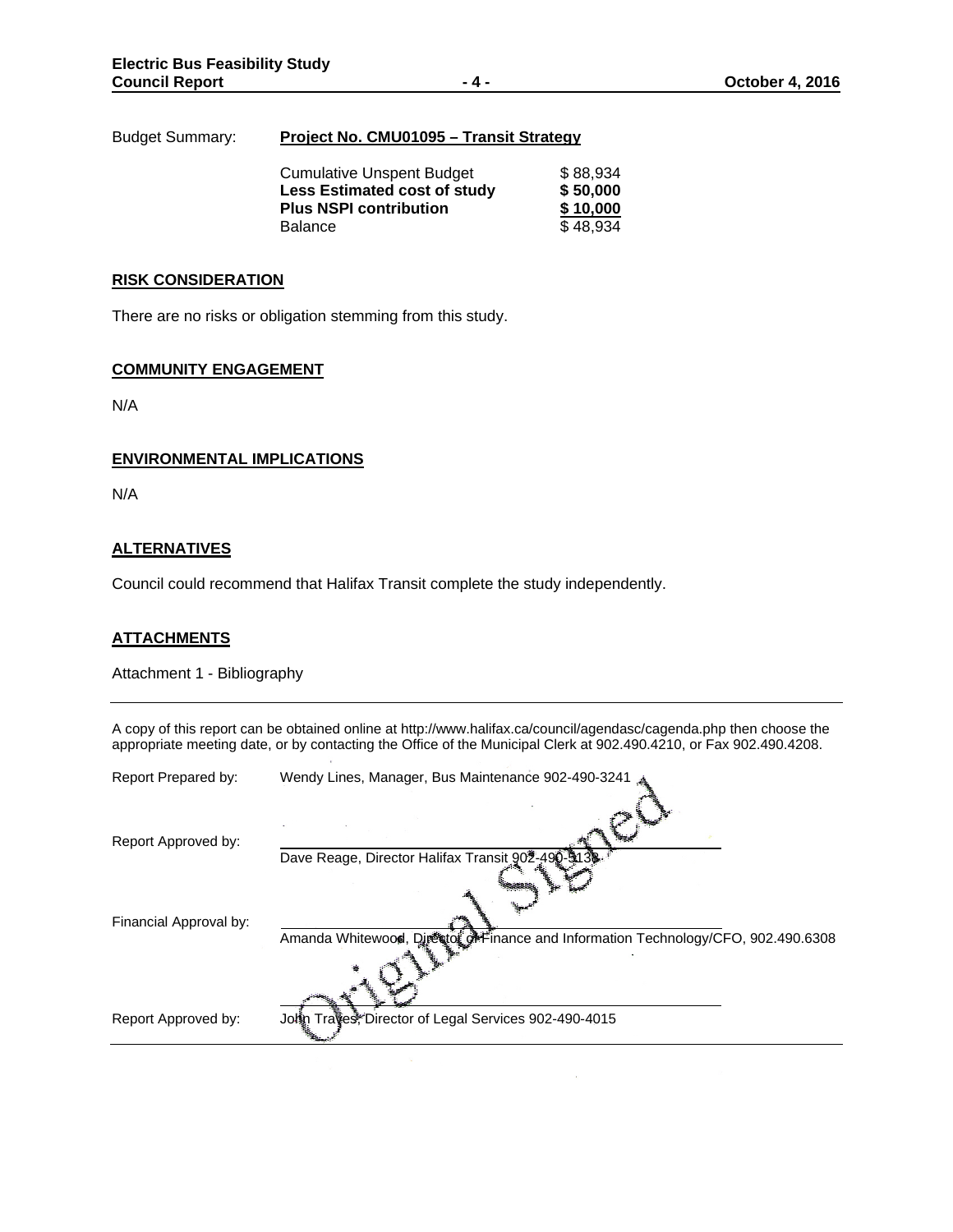Budget Summary: **Project No. CMU01095 – Transit Strategy**

| | |
|---|---|
| Cumulative Unspent Budget | $ 88,934 |
| **Less Estimated cost of study** | **$ 50,000** |
| **Plus NSPI contribution** | **$ 10,000** |
| Balance | $ 48,934 |

## RISK CONSIDERATION

There are no risks or obligation stemming from this study.

## COMMUNITY ENGAGEMENT

N/A

## ENVIRONMENTAL IMPLICATIONS

N/A

## ALTERNATIVES

Council could recommend that Halifax Transit complete the study independently.

## ATTACHMENTS

Attachment 1 - Bibliography

---

A copy of this report can be obtained online at http://www.halifax.ca/council/agendasc/cagenda.php then choose the appropriate meeting date, or by contacting the Office of the Municipal Clerk at 902.490.4210, or Fax 902.490.4208.

Report Prepared by: Wendy Lines, Manager, Bus Maintenance 902-490-3241

Report Approved by: Dave Reage, Director Halifax Transit 902-490-5138

Financial Approval by: Amanda Whitewood, Director of Finance and Information Technology/CFO, 902.490.6308

Report Approved by: John Traves, Director of Legal Services 902-490-4015

Original Signed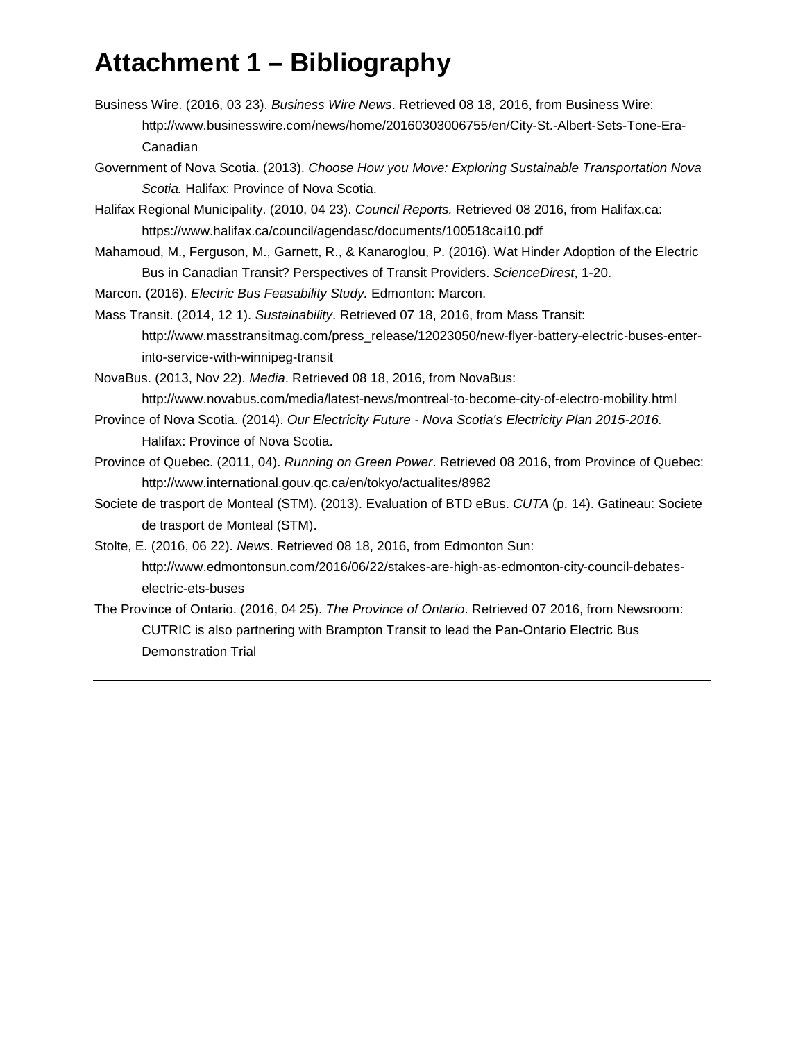# Attachment 1 – Bibliography

Business Wire. (2016, 03 23). *Business Wire News*. Retrieved 08 18, 2016, from Business Wire: http://www.businesswire.com/news/home/20160303006755/en/City-St.-Albert-Sets-Tone-Era-Canadian

Government of Nova Scotia. (2013). *Choose How you Move: Exploring Sustainable Transportation Nova Scotia.* Halifax: Province of Nova Scotia.

Halifax Regional Municipality. (2010, 04 23). *Council Reports.* Retrieved 08 2016, from Halifax.ca: https://www.halifax.ca/council/agendasc/documents/100518cai10.pdf

Mahamoud, M., Ferguson, M., Garnett, R., & Kanaroglou, P. (2016). Wat Hinder Adoption of the Electric Bus in Canadian Transit? Perspectives of Transit Providers. *ScienceDirest*, 1-20.

Marcon. (2016). *Electric Bus Feasability Study.* Edmonton: Marcon.

Mass Transit. (2014, 12 1). *Sustainability*. Retrieved 07 18, 2016, from Mass Transit: http://www.masstransitmag.com/press_release/12023050/new-flyer-battery-electric-buses-enter-into-service-with-winnipeg-transit

NovaBus. (2013, Nov 22). *Media*. Retrieved 08 18, 2016, from NovaBus: http://www.novabus.com/media/latest-news/montreal-to-become-city-of-electro-mobility.html

Province of Nova Scotia. (2014). *Our Electricity Future - Nova Scotia's Electricity Plan 2015-2016.* Halifax: Province of Nova Scotia.

Province of Quebec. (2011, 04). *Running on Green Power*. Retrieved 08 2016, from Province of Quebec: http://www.international.gouv.qc.ca/en/tokyo/actualites/8982

Societe de trasport de Monteal (STM). (2013). Evaluation of BTD eBus. *CUTA* (p. 14). Gatineau: Societe de trasport de Monteal (STM).

Stolte, E. (2016, 06 22). *News*. Retrieved 08 18, 2016, from Edmonton Sun: http://www.edmontonsun.com/2016/06/22/stakes-are-high-as-edmonton-city-council-debates-electric-ets-buses

The Province of Ontario. (2016, 04 25). *The Province of Ontario*. Retrieved 07 2016, from Newsroom: CUTRIC is also partnering with Brampton Transit to lead the Pan-Ontario Electric Bus Demonstration Trial